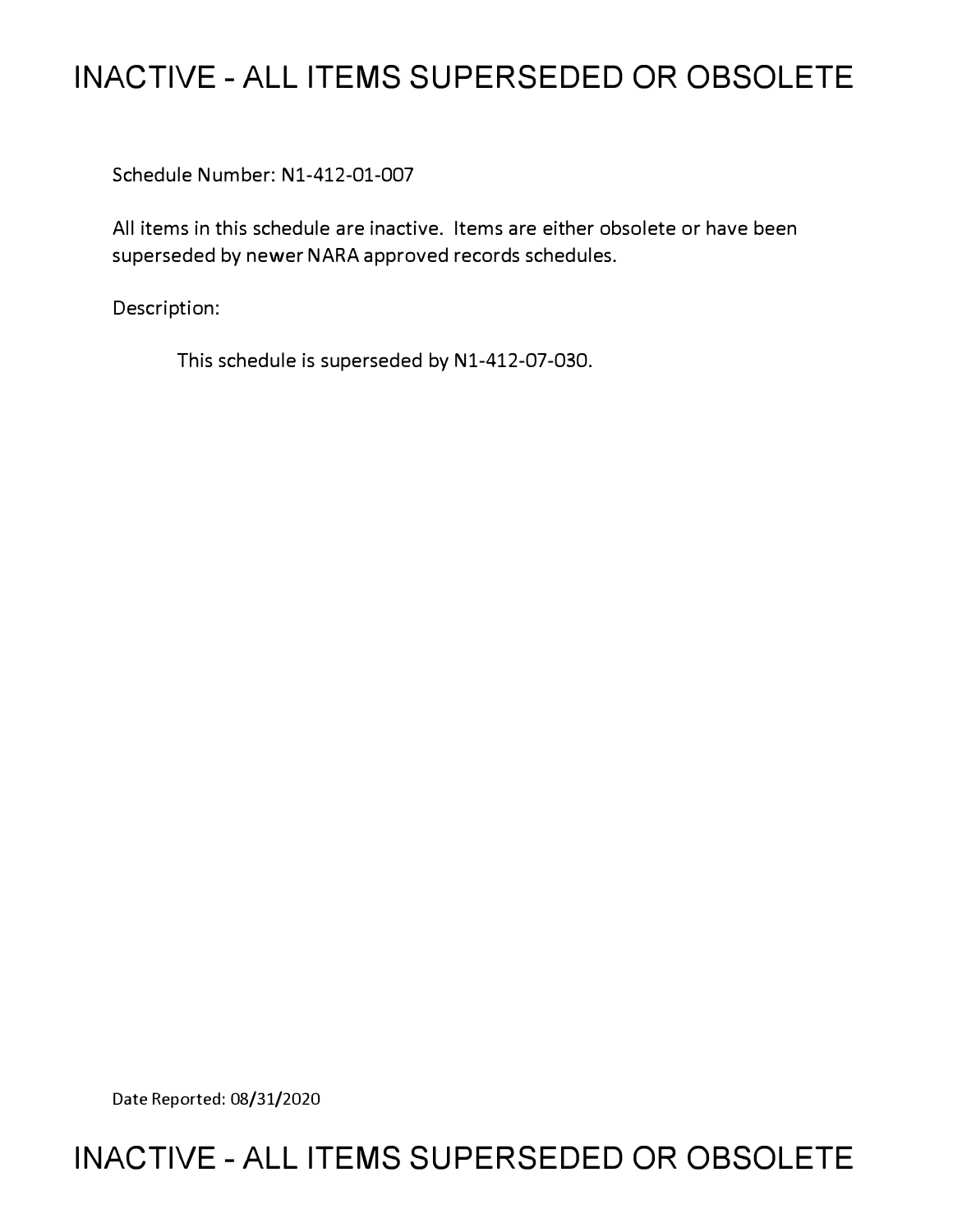# INACTIVE - ALL ITEMS SUPERSEDED OR OBSOLETE

Schedule Number: N1-412-01-007

All items in this schedule are inactive. Items are either obsolete or have been superseded by newer NARA approved records schedules.

Description:

This schedule is superseded by N1-412-07-030.

Date Reported: 08/31/2020

# INACTIVE - ALL ITEMS SUPERSEDED OR OBSOLETE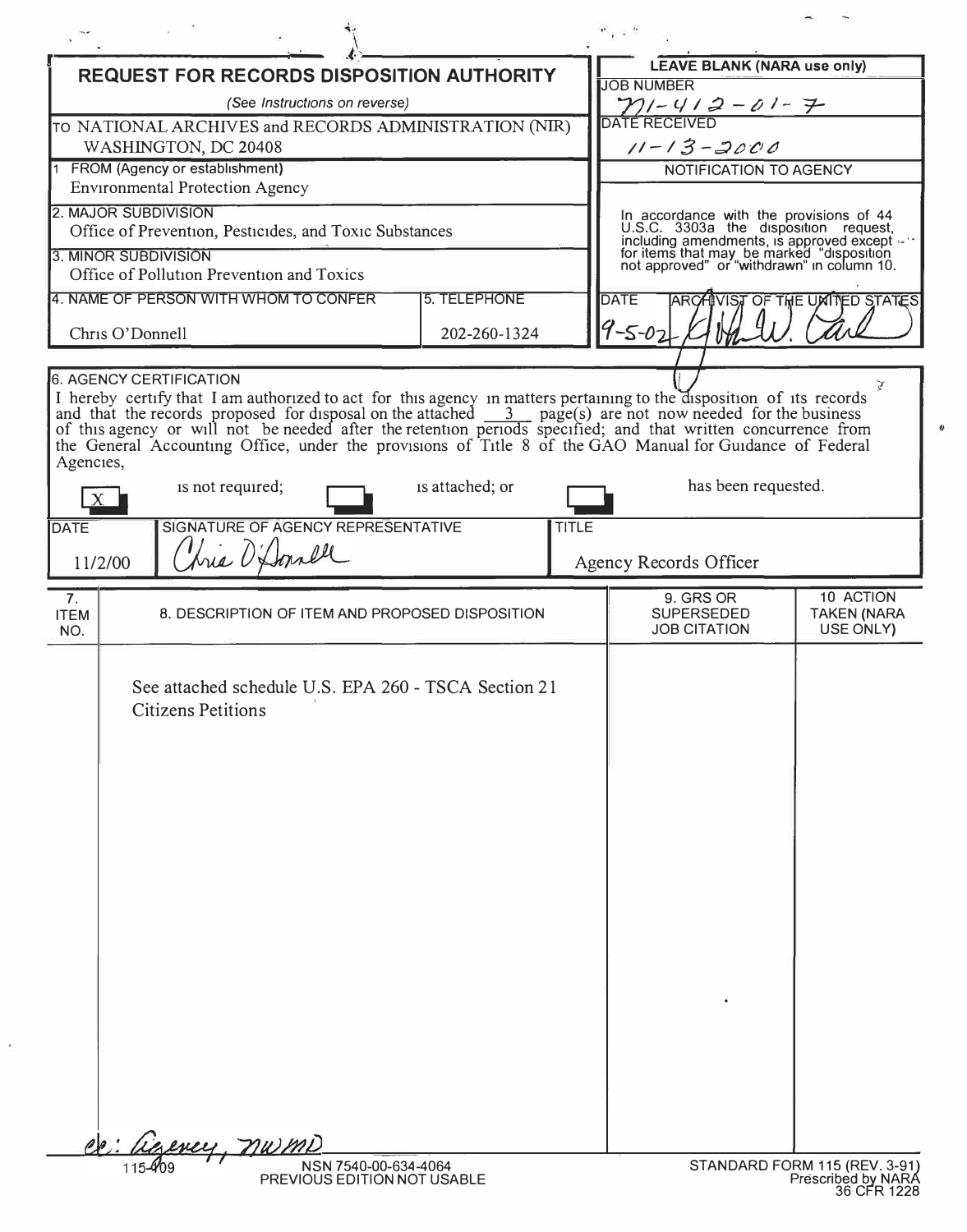# REQUEST FOR RECORDS DISPOSITION AUTHORITY

*(See Instructions on reverse)*

TO NATIONAL ARCHIVES and RECORDS ADMINISTRATION (NIR)
WASHINGTON, DC 20408

| LEAVE BLANK (NARA use only) |
|---|
| JOB NUMBER: N1-412-01-7 |
| DATE RECEIVED: 11-13-2000 |
| NOTIFICATION TO AGENCY |
| In accordance with the provisions of 44 U.S.C. 3303a the disposition request, including amendments, is approved except for items that may be marked "disposition not approved" or "withdrawn" in column 10. |
| DATE: 9-5-02 — ARCHIVIST OF THE UNITED STATES: [signature] |

1. FROM (Agency or establishment)
Environmental Protection Agency

2. MAJOR SUBDIVISION
Office of Prevention, Pesticides, and Toxic Substances

3. MINOR SUBDIVISION
Office of Pollution Prevention and Toxics

| 4. NAME OF PERSON WITH WHOM TO CONFER | 5. TELEPHONE |
|---|---|
| Chris O'Donnell | 202-260-1324 |

6. AGENCY CERTIFICATION

I hereby certify that I am authorized to act for this agency in matters pertaining to the disposition of its records and that the records proposed for disposal on the attached 3 page(s) are not now needed for the business of this agency or will not be needed after the retention periods specified; and that written concurrence from the General Accounting Office, under the provisions of Title 8 of the GAO Manual for Guidance of Federal Agencies,

- [X] is not required;
- [ ] is attached; or
- [ ] has been requested.

| DATE | SIGNATURE OF AGENCY REPRESENTATIVE | TITLE |
|---|---|---|
| 11/2/00 | Chris O'Donnell | Agency Records Officer |

| 7. ITEM NO. | 8. DESCRIPTION OF ITEM AND PROPOSED DISPOSITION | 9. GRS OR SUPERSEDED JOB CITATION | 10. ACTION TAKEN (NARA USE ONLY) |
|---|---|---|---|
| | See attached schedule U.S. EPA 260 - TSCA Section 21 Citizens Petitions | | |

cc: Agency, NWMD

115-109 NSN 7540-00-634-4064
PREVIOUS EDITION NOT USABLE

STANDARD FORM 115 (REV. 3-91)
Prescribed by NARA
36 CFR 1228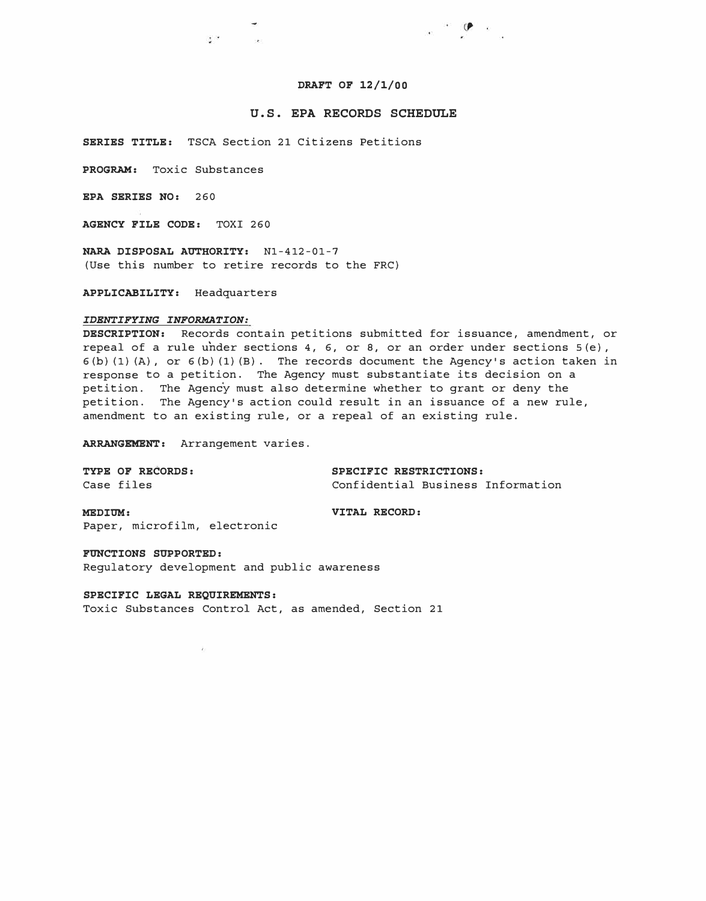**DRAFT OF 12/1/00**

## U.S. EPA RECORDS SCHEDULE

**SERIES TITLE:** TSCA Section 21 Citizens Petitions

**PROGRAM:** Toxic Substances

**EPA SERIES NO:** 260

**AGENCY FILE CODE:** TOXI 260

**NARA DISPOSAL AUTHORITY:** N1-412-01-7
(Use this number to retire records to the FRC)

**APPLICABILITY:** Headquarters

***IDENTIFYING INFORMATION:***

**DESCRIPTION:** Records contain petitions submitted for issuance, amendment, or repeal of a rule under sections 4, 6, or 8, or an order under sections 5(e), 6(b)(1)(A), or 6(b)(1)(B). The records document the Agency's action taken in response to a petition. The Agency must substantiate its decision on a petition. The Agency must also determine whether to grant or deny the petition. The Agency's action could result in an issuance of a new rule, amendment to an existing rule, or a repeal of an existing rule.

**ARRANGEMENT:** Arrangement varies.

**TYPE OF RECORDS:**
Case files

**SPECIFIC RESTRICTIONS:**
Confidential Business Information

**MEDIUM:**
Paper, microfilm, electronic

**VITAL RECORD:**

**FUNCTIONS SUPPORTED:**
Regulatory development and public awareness

**SPECIFIC LEGAL REQUIREMENTS:**
Toxic Substances Control Act, as amended, Section 21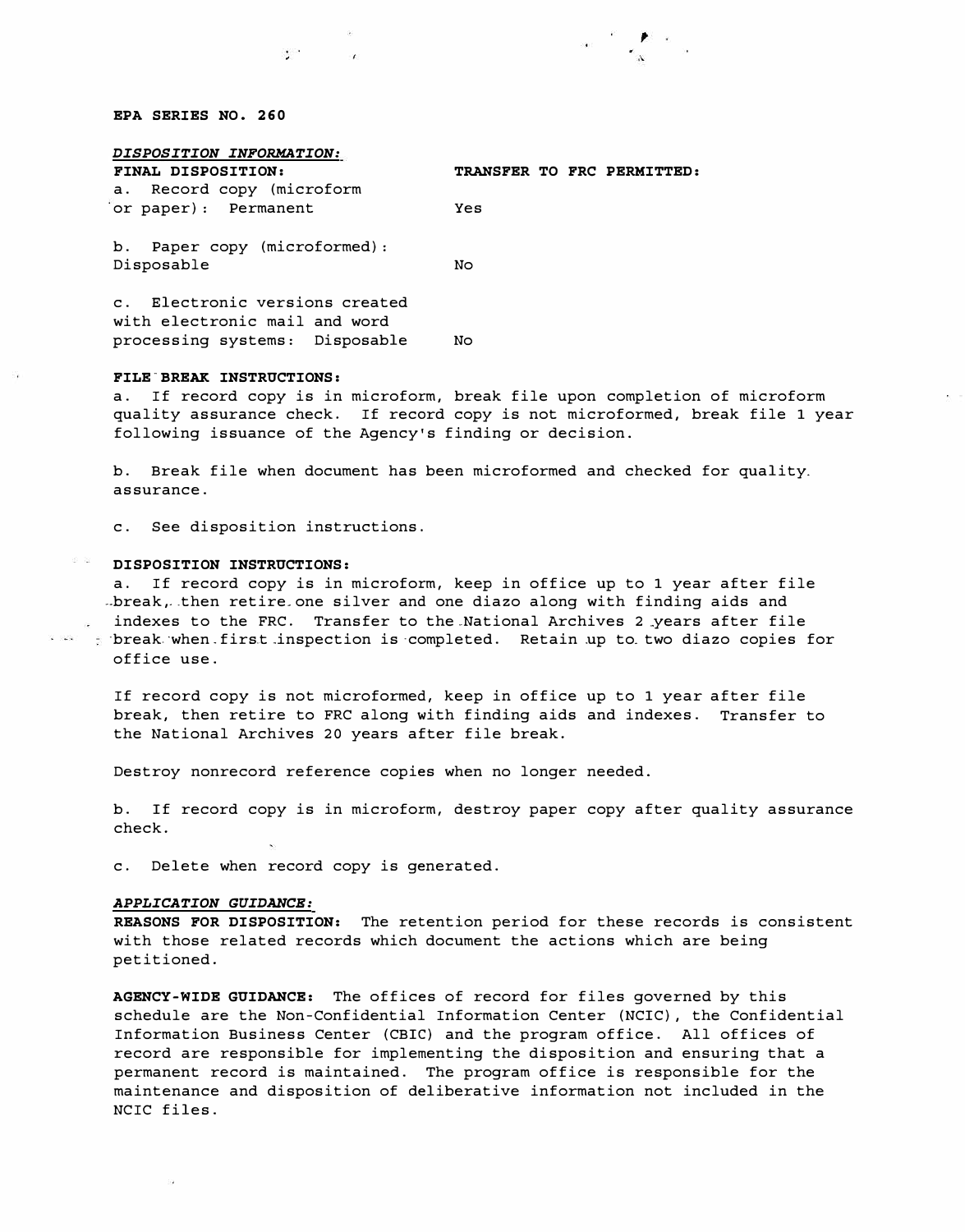**EPA SERIES NO. 260**

***DISPOSITION INFORMATION:***

| **FINAL DISPOSITION:** | **TRANSFER TO FRC PERMITTED:** |
|---|---|
| a. Record copy (microform or paper): Permanent | Yes |
| b. Paper copy (microformed): Disposable | No |
| c. Electronic versions created with electronic mail and word processing systems: Disposable | No |

**FILE BREAK INSTRUCTIONS:**

a. If record copy is in microform, break file upon completion of microform quality assurance check. If record copy is not microformed, break file 1 year following issuance of the Agency's finding or decision.

b. Break file when document has been microformed and checked for quality assurance.

c. See disposition instructions.

**DISPOSITION INSTRUCTIONS:**

a. If record copy is in microform, keep in office up to 1 year after file break, then retire one silver and one diazo along with finding aids and indexes to the FRC. Transfer to the National Archives 2 years after file break when first inspection is completed. Retain up to two diazo copies for office use.

If record copy is not microformed, keep in office up to 1 year after file break, then retire to FRC along with finding aids and indexes. Transfer to the National Archives 20 years after file break.

Destroy nonrecord reference copies when no longer needed.

b. If record copy is in microform, destroy paper copy after quality assurance check.

c. Delete when record copy is generated.

***APPLICATION GUIDANCE:***

**REASONS FOR DISPOSITION:** The retention period for these records is consistent with those related records which document the actions which are being petitioned.

**AGENCY-WIDE GUIDANCE:** The offices of record for files governed by this schedule are the Non-Confidential Information Center (NCIC), the Confidential Information Business Center (CBIC) and the program office. All offices of record are responsible for implementing the disposition and ensuring that a permanent record is maintained. The program office is responsible for the maintenance and disposition of deliberative information not included in the NCIC files.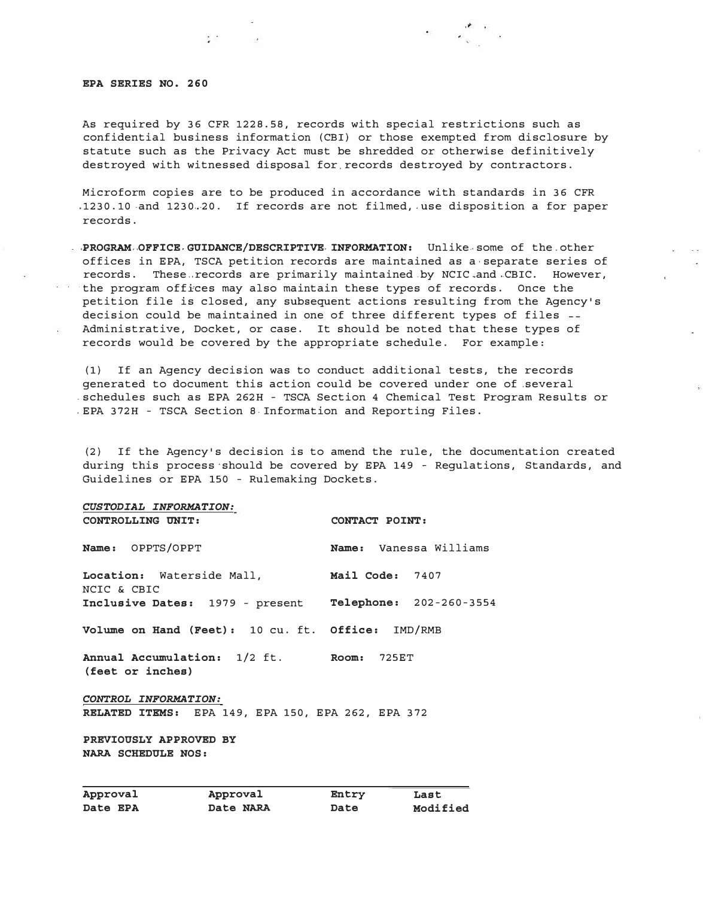**EPA SERIES NO. 260**

As required by 36 CFR 1228.58, records with special restrictions such as confidential business information (CBI) or those exempted from disclosure by statute such as the Privacy Act must be shredded or otherwise definitively destroyed with witnessed disposal for records destroyed by contractors.

Microform copies are to be produced in accordance with standards in 36 CFR 1230.10 and 1230.20. If records are not filmed, use disposition a for paper records.

**PROGRAM OFFICE GUIDANCE/DESCRIPTIVE INFORMATION:** Unlike some of the other offices in EPA, TSCA petition records are maintained as a separate series of records. These records are primarily maintained by NCIC and CBIC. However, the program offices may also maintain these types of records. Once the petition file is closed, any subsequent actions resulting from the Agency's decision could be maintained in one of three different types of files -- Administrative, Docket, or case. It should be noted that these types of records would be covered by the appropriate schedule. For example:

(1) If an Agency decision was to conduct additional tests, the records generated to document this action could be covered under one of several schedules such as EPA 262H - TSCA Section 4 Chemical Test Program Results or EPA 372H - TSCA Section 8 Information and Reporting Files.

(2) If the Agency's decision is to amend the rule, the documentation created during this process should be covered by EPA 149 - Regulations, Standards, and Guidelines or EPA 150 - Rulemaking Dockets.

***CUSTODIAL INFORMATION:***

| **CONTROLLING UNIT:** | **CONTACT POINT:** |
|---|---|
| **Name:** OPPTS/OPPT | **Name:** Vanessa Williams |
| **Location:** Waterside Mall, NCIC & CBIC | **Mail Code:** 7407 |
| **Inclusive Dates:** 1979 - present | **Telephone:** 202-260-3554 |
| **Volume on Hand (Feet):** 10 cu. ft. | **Office:** IMD/RMB |
| **Annual Accumulation:** 1/2 ft. (feet or inches) | **Room:** 725ET |

***CONTROL INFORMATION:***

**RELATED ITEMS:** EPA 149, EPA 150, EPA 262, EPA 372

**PREVIOUSLY APPROVED BY NARA SCHEDULE NOS:**

| Approval Date EPA | Approval Date NARA | Entry Date | Last Modified |
|---|---|---|---|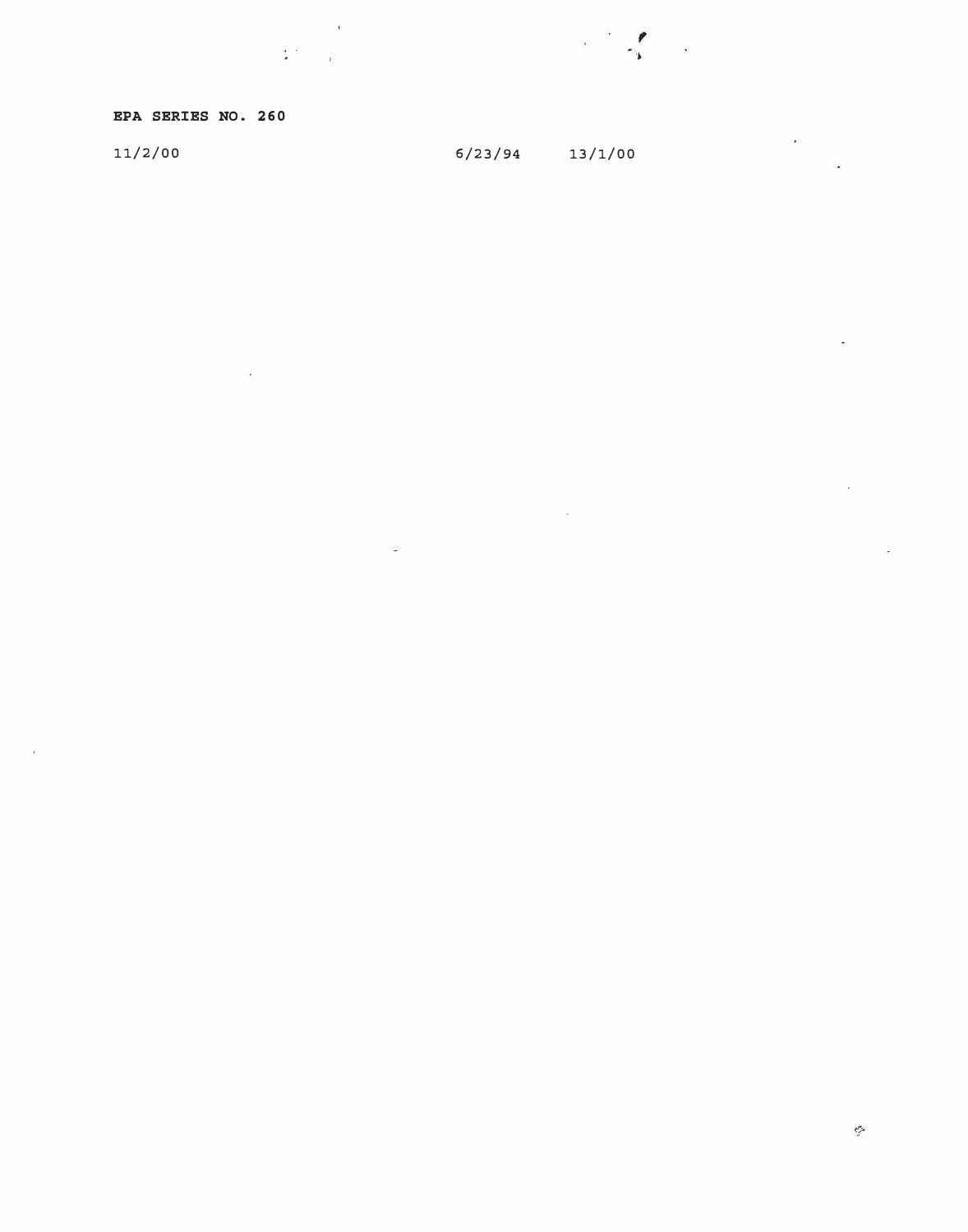**EPA SERIES NO. 260**

11/2/00 6/23/94 13/1/00